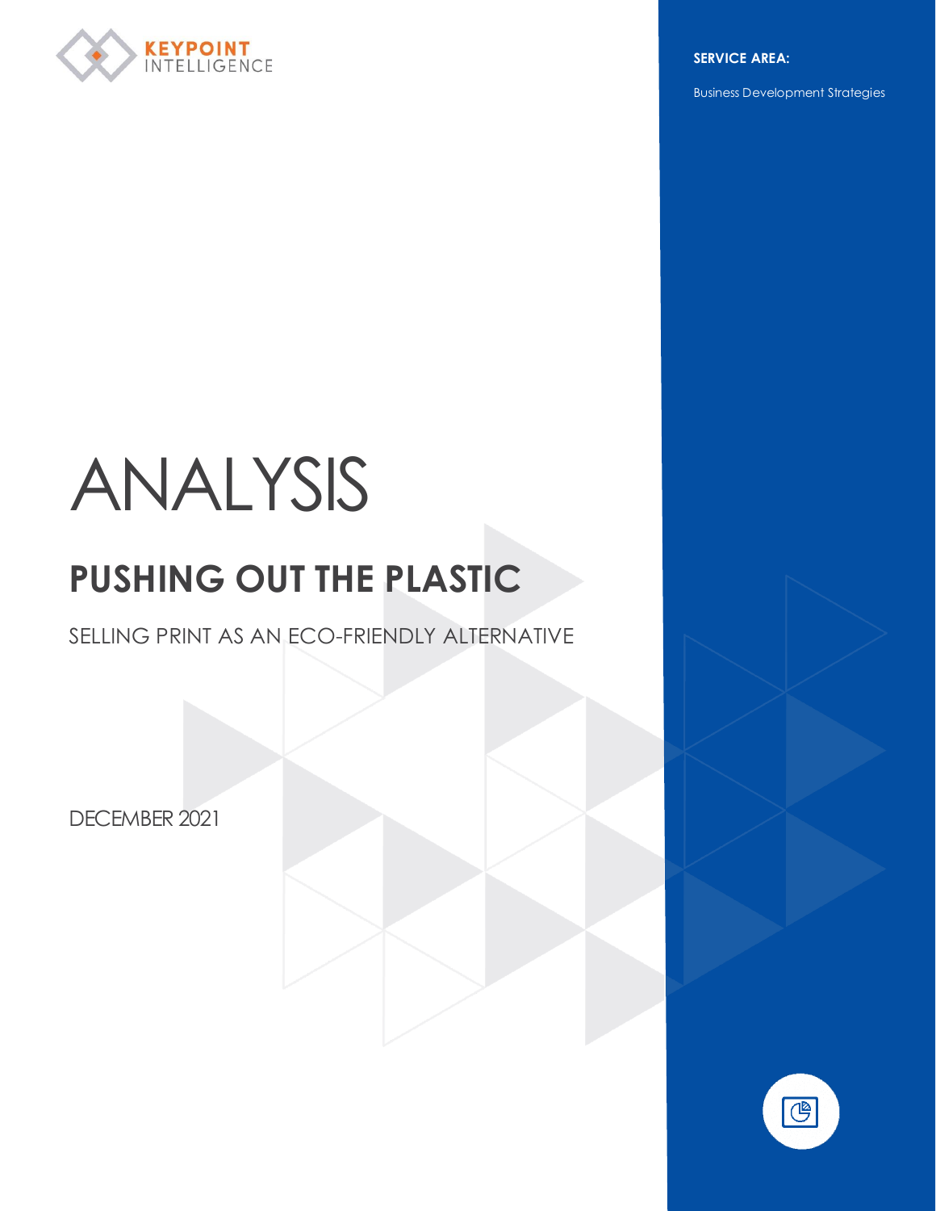KEYPOINT INTELLIGENCE

**SERVICE AREA:**

Business Development Strategies

# ANALYSIS

## PUSHING OUT THE PLASTIC

SELLING PRINT AS AN ECO-FRIENDLY ALTERNATIVE

DECEMBER 2021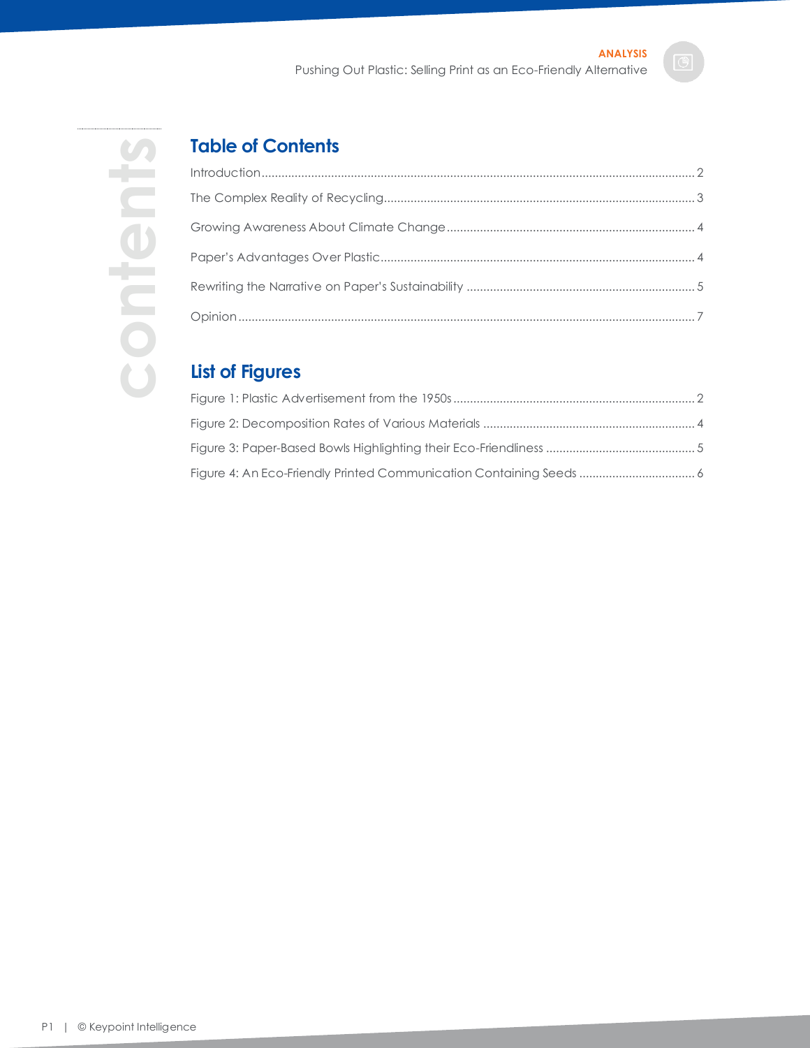contents

## Table of Contents

Introduction .................................................................................................................................. 2

The Complex Reality of Recycling ............................................................................................. 3

Growing Awareness About Climate Change ........................................................................... 4

Paper's Advantages Over Plastic ............................................................................................... 4

Rewriting the Narrative on Paper's Sustainability ..................................................................... 5

Opinion .......................................................................................................................................... 7

## List of Figures

Figure 1: Plastic Advertisement from the 1950s ......................................................................... 2

Figure 2: Decomposition Rates of Various Materials ................................................................. 4

Figure 3: Paper-Based Bowls Highlighting their Eco-Friendliness ............................................. 5

Figure 4: An Eco-Friendly Printed Communication Containing Seeds ................................... 6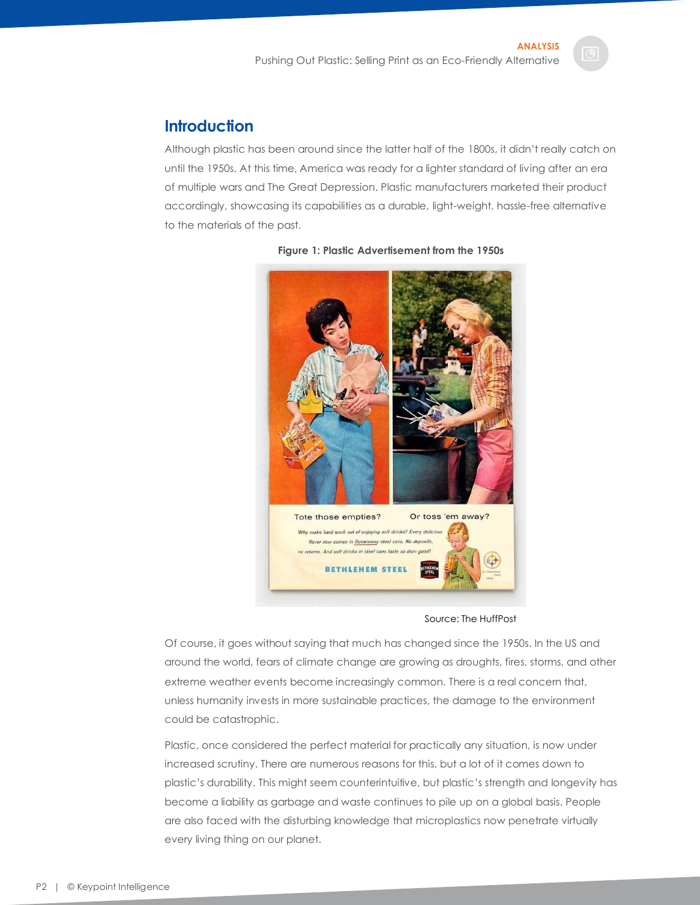## Introduction

Although plastic has been around since the latter half of the 1800s, it didn't really catch on until the 1950s. At this time, America was ready for a lighter standard of living after an era of multiple wars and The Great Depression. Plastic manufacturers marketed their product accordingly, showcasing its capabilities as a durable, light-weight, hassle-free alternative to the materials of the past.

**Figure 1: Plastic Advertisement from the 1950s**

Source: The HuffPost

Of course, it goes without saying that much has changed since the 1950s. In the US and around the world, fears of climate change are growing as droughts, fires, storms, and other extreme weather events become increasingly common. There is a real concern that, unless humanity invests in more sustainable practices, the damage to the environment could be catastrophic.

Plastic, once considered the perfect material for practically any situation, is now under increased scrutiny. There are numerous reasons for this, but a lot of it comes down to plastic's durability. This might seem counterintuitive, but plastic's strength and longevity has become a liability as garbage and waste continues to pile up on a global basis. People are also faced with the disturbing knowledge that microplastics now penetrate virtually every living thing on our planet.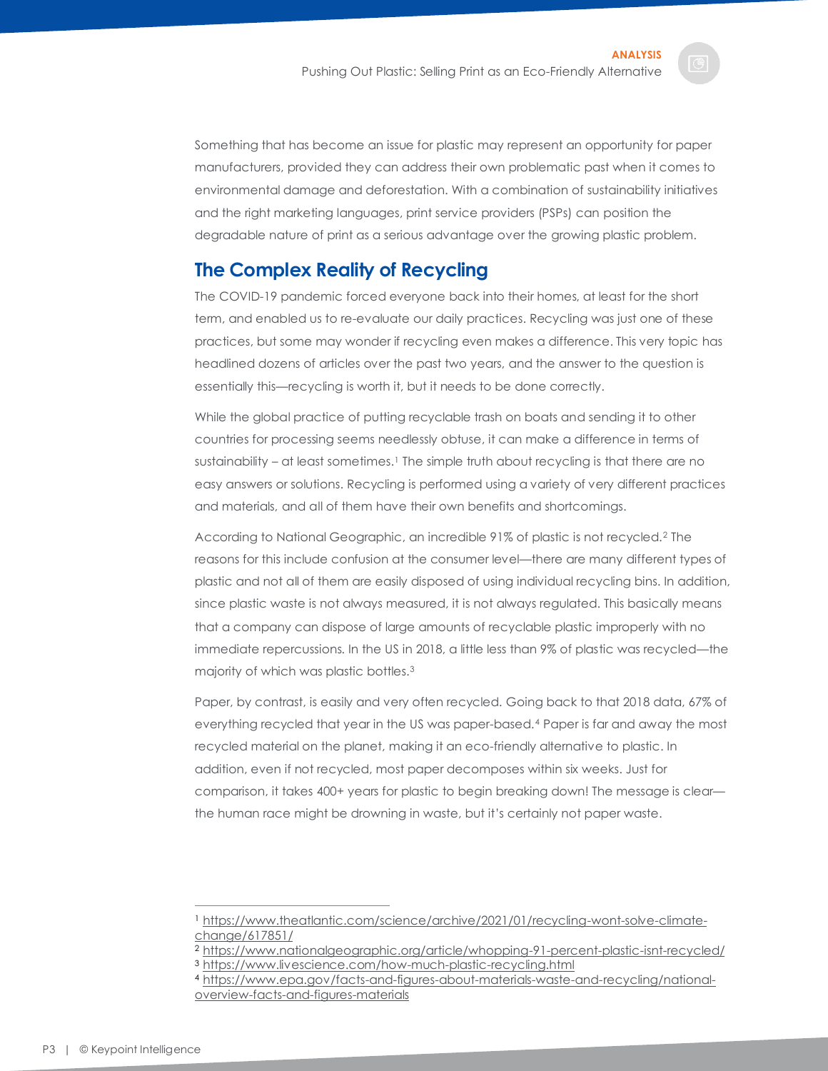Something that has become an issue for plastic may represent an opportunity for paper manufacturers, provided they can address their own problematic past when it comes to environmental damage and deforestation. With a combination of sustainability initiatives and the right marketing languages, print service providers (PSPs) can position the degradable nature of print as a serious advantage over the growing plastic problem.

## The Complex Reality of Recycling

The COVID-19 pandemic forced everyone back into their homes, at least for the short term, and enabled us to re-evaluate our daily practices. Recycling was just one of these practices, but some may wonder if recycling even makes a difference. This very topic has headlined dozens of articles over the past two years, and the answer to the question is essentially this—recycling is worth it, but it needs to be done correctly.

While the global practice of putting recyclable trash on boats and sending it to other countries for processing seems needlessly obtuse, it can make a difference in terms of sustainability – at least sometimes.[1] The simple truth about recycling is that there are no easy answers or solutions. Recycling is performed using a variety of very different practices and materials, and all of them have their own benefits and shortcomings.

According to National Geographic, an incredible 91% of plastic is not recycled.[2] The reasons for this include confusion at the consumer level—there are many different types of plastic and not all of them are easily disposed of using individual recycling bins. In addition, since plastic waste is not always measured, it is not always regulated. This basically means that a company can dispose of large amounts of recyclable plastic improperly with no immediate repercussions. In the US in 2018, a little less than 9% of plastic was recycled—the majority of which was plastic bottles.[3]

Paper, by contrast, is easily and very often recycled. Going back to that 2018 data, 67% of everything recycled that year in the US was paper-based.[4] Paper is far and away the most recycled material on the planet, making it an eco-friendly alternative to plastic. In addition, even if not recycled, most paper decomposes within six weeks. Just for comparison, it takes 400+ years for plastic to begin breaking down! The message is clear—the human race might be drowning in waste, but it's certainly not paper waste.

---

[1] https://www.theatlantic.com/science/archive/2021/01/recycling-wont-solve-climate-change/617851/

[2] https://www.nationalgeographic.org/article/whopping-91-percent-plastic-isnt-recycled/

[3] https://www.livescience.com/how-much-plastic-recycling.html

[4] https://www.epa.gov/facts-and-figures-about-materials-waste-and-recycling/national-overview-facts-and-figures-materials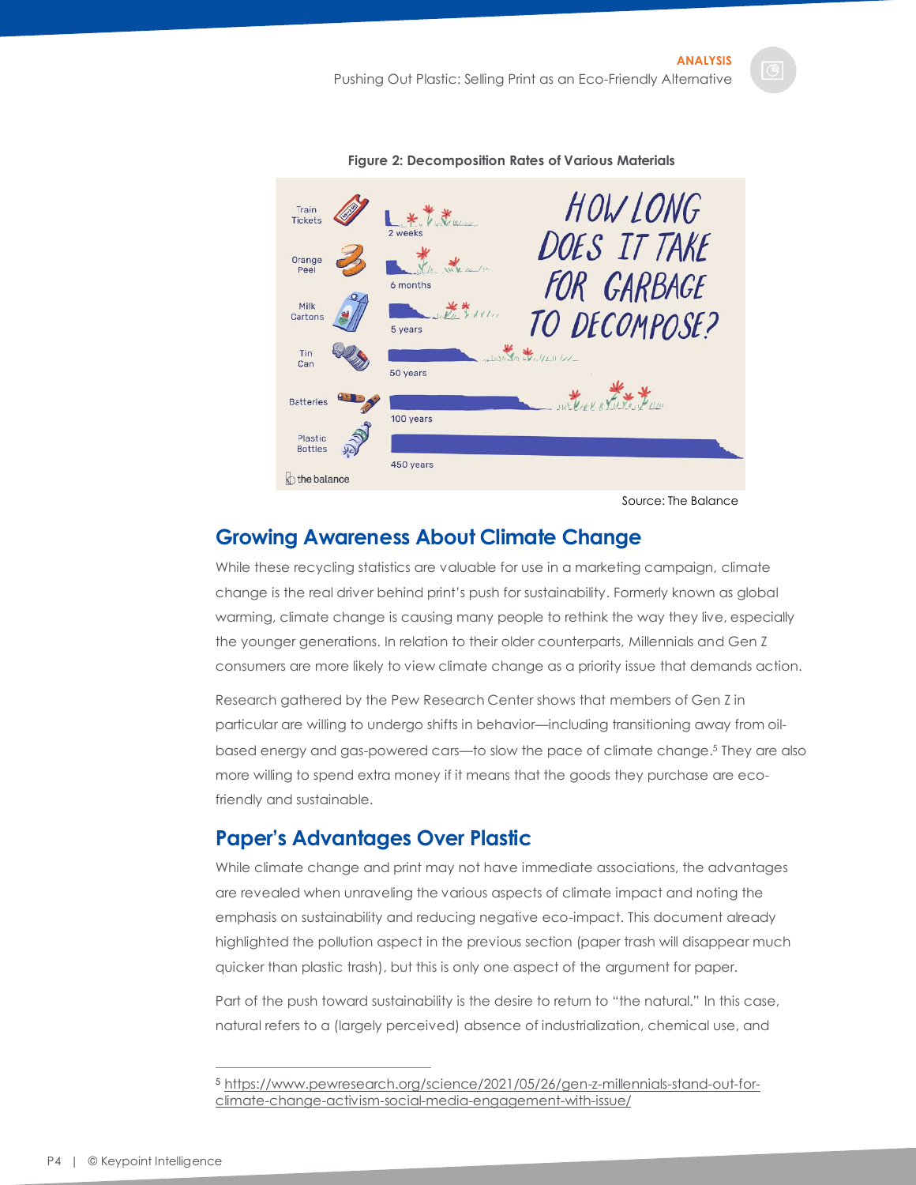**Figure 2: Decomposition Rates of Various Materials**

HOW LONG DOES IT TAKE FOR GARBAGE TO DECOMPOSE?

| Material | Time |
|---|---|
| Train Tickets | 2 weeks |
| Orange Peel | 6 months |
| Milk Cartons | 5 years |
| Tin Can | 50 years |
| Batteries | 100 years |
| Plastic Bottles | 450 years |

the balance

Source: The Balance

## Growing Awareness About Climate Change

While these recycling statistics are valuable for use in a marketing campaign, climate change is the real driver behind print's push for sustainability. Formerly known as global warming, climate change is causing many people to rethink the way they live, especially the younger generations. In relation to their older counterparts, Millennials and Gen Z consumers are more likely to view climate change as a priority issue that demands action.

Research gathered by the Pew Research Center shows that members of Gen Z in particular are willing to undergo shifts in behavior—including transitioning away from oil-based energy and gas-powered cars—to slow the pace of climate change.[5] They are also more willing to spend extra money if it means that the goods they purchase are eco-friendly and sustainable.

## Paper's Advantages Over Plastic

While climate change and print may not have immediate associations, the advantages are revealed when unraveling the various aspects of climate impact and noting the emphasis on sustainability and reducing negative eco-impact. This document already highlighted the pollution aspect in the previous section (paper trash will disappear much quicker than plastic trash), but this is only one aspect of the argument for paper.

Part of the push toward sustainability is the desire to return to "the natural." In this case, natural refers to a (largely perceived) absence of industrialization, chemical use, and

---

[5] https://www.pewresearch.org/science/2021/05/26/gen-z-millennials-stand-out-for-climate-change-activism-social-media-engagement-with-issue/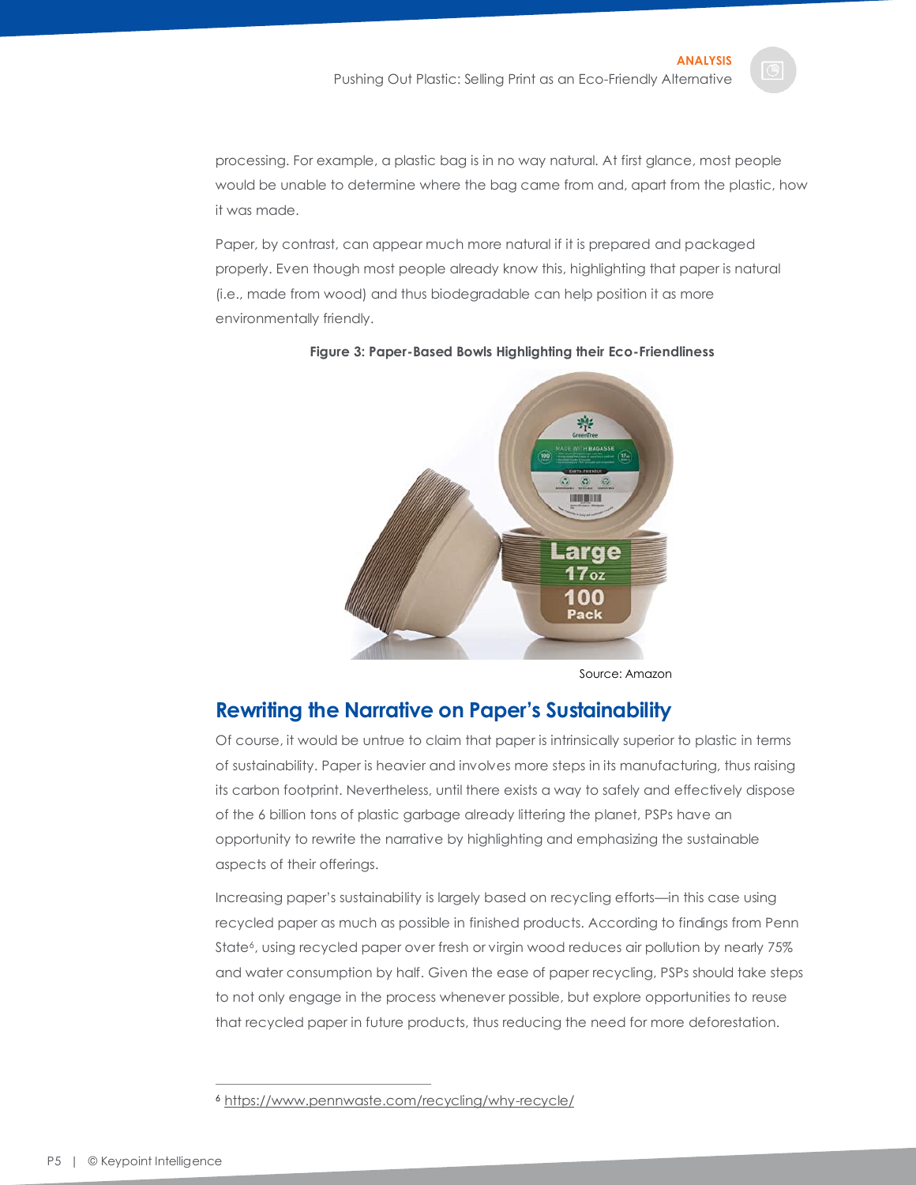processing. For example, a plastic bag is in no way natural. At first glance, most people would be unable to determine where the bag came from and, apart from the plastic, how it was made.

Paper, by contrast, can appear much more natural if it is prepared and packaged properly. Even though most people already know this, highlighting that paper is natural (i.e., made from wood) and thus biodegradable can help position it as more environmentally friendly.

**Figure 3: Paper-Based Bowls Highlighting their Eco-Friendliness**

Source: Amazon

## Rewriting the Narrative on Paper's Sustainability

Of course, it would be untrue to claim that paper is intrinsically superior to plastic in terms of sustainability. Paper is heavier and involves more steps in its manufacturing, thus raising its carbon footprint. Nevertheless, until there exists a way to safely and effectively dispose of the 6 billion tons of plastic garbage already littering the planet, PSPs have an opportunity to rewrite the narrative by highlighting and emphasizing the sustainable aspects of their offerings.

Increasing paper's sustainability is largely based on recycling efforts—in this case using recycled paper as much as possible in finished products. According to findings from Penn State[6], using recycled paper over fresh or virgin wood reduces air pollution by nearly 75% and water consumption by half. Given the ease of paper recycling, PSPs should take steps to not only engage in the process whenever possible, but explore opportunities to reuse that recycled paper in future products, thus reducing the need for more deforestation.

---

[6] https://www.pennwaste.com/recycling/why-recycle/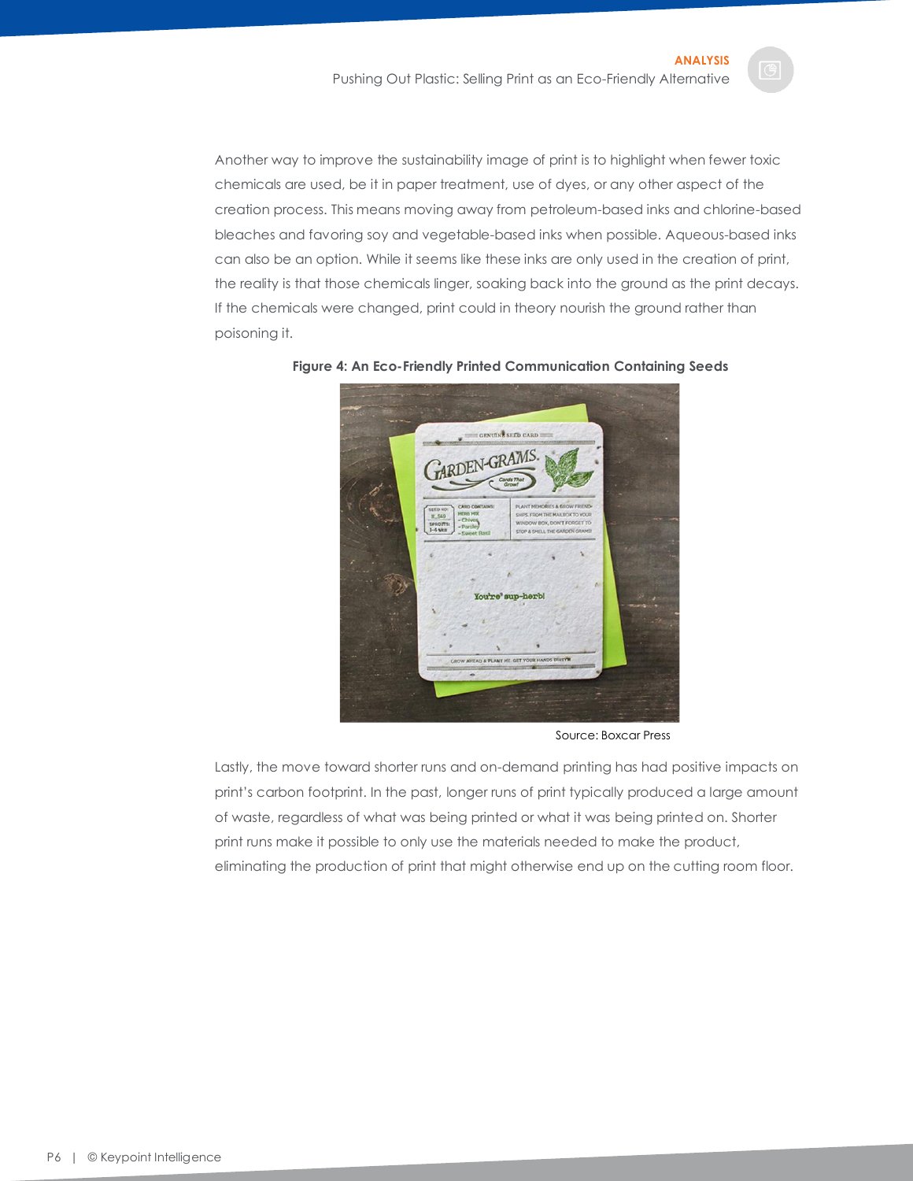Another way to improve the sustainability image of print is to highlight when fewer toxic chemicals are used, be it in paper treatment, use of dyes, or any other aspect of the creation process. This means moving away from petroleum-based inks and chlorine-based bleaches and favoring soy and vegetable-based inks when possible. Aqueous-based inks can also be an option. While it seems like these inks are only used in the creation of print, the reality is that those chemicals linger, soaking back into the ground as the print decays. If the chemicals were changed, print could in theory nourish the ground rather than poisoning it.

**Figure 4: An Eco-Friendly Printed Communication Containing Seeds**

Source: Boxcar Press

Lastly, the move toward shorter runs and on-demand printing has had positive impacts on print's carbon footprint. In the past, longer runs of print typically produced a large amount of waste, regardless of what was being printed or what it was being printed on. Shorter print runs make it possible to only use the materials needed to make the product, eliminating the production of print that might otherwise end up on the cutting room floor.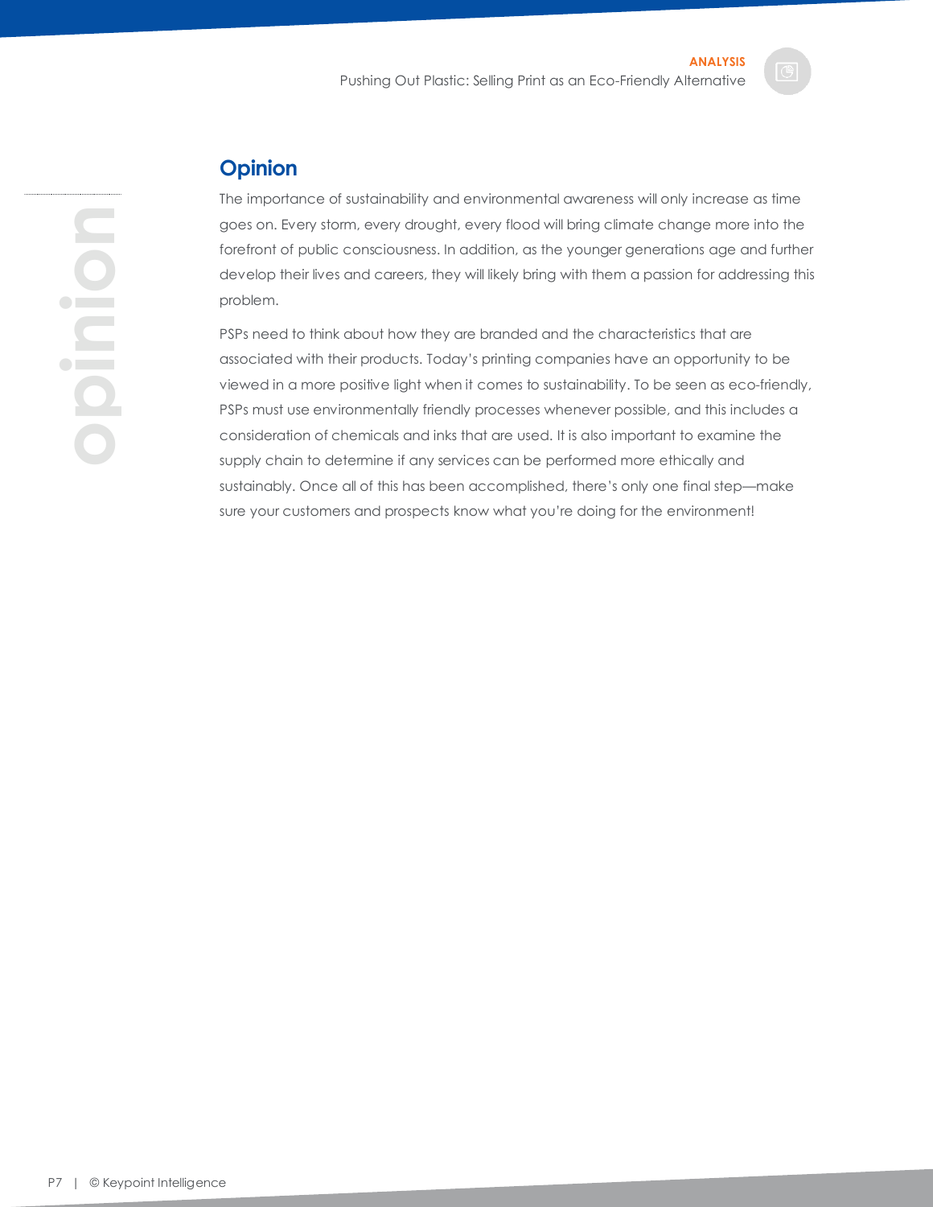## Opinion

The importance of sustainability and environmental awareness will only increase as time goes on. Every storm, every drought, every flood will bring climate change more into the forefront of public consciousness. In addition, as the younger generations age and further develop their lives and careers, they will likely bring with them a passion for addressing this problem.

PSPs need to think about how they are branded and the characteristics that are associated with their products. Today's printing companies have an opportunity to be viewed in a more positive light when it comes to sustainability. To be seen as eco-friendly, PSPs must use environmentally friendly processes whenever possible, and this includes a consideration of chemicals and inks that are used. It is also important to examine the supply chain to determine if any services can be performed more ethically and sustainably. Once all of this has been accomplished, there's only one final step—make sure your customers and prospects know what you're doing for the environment!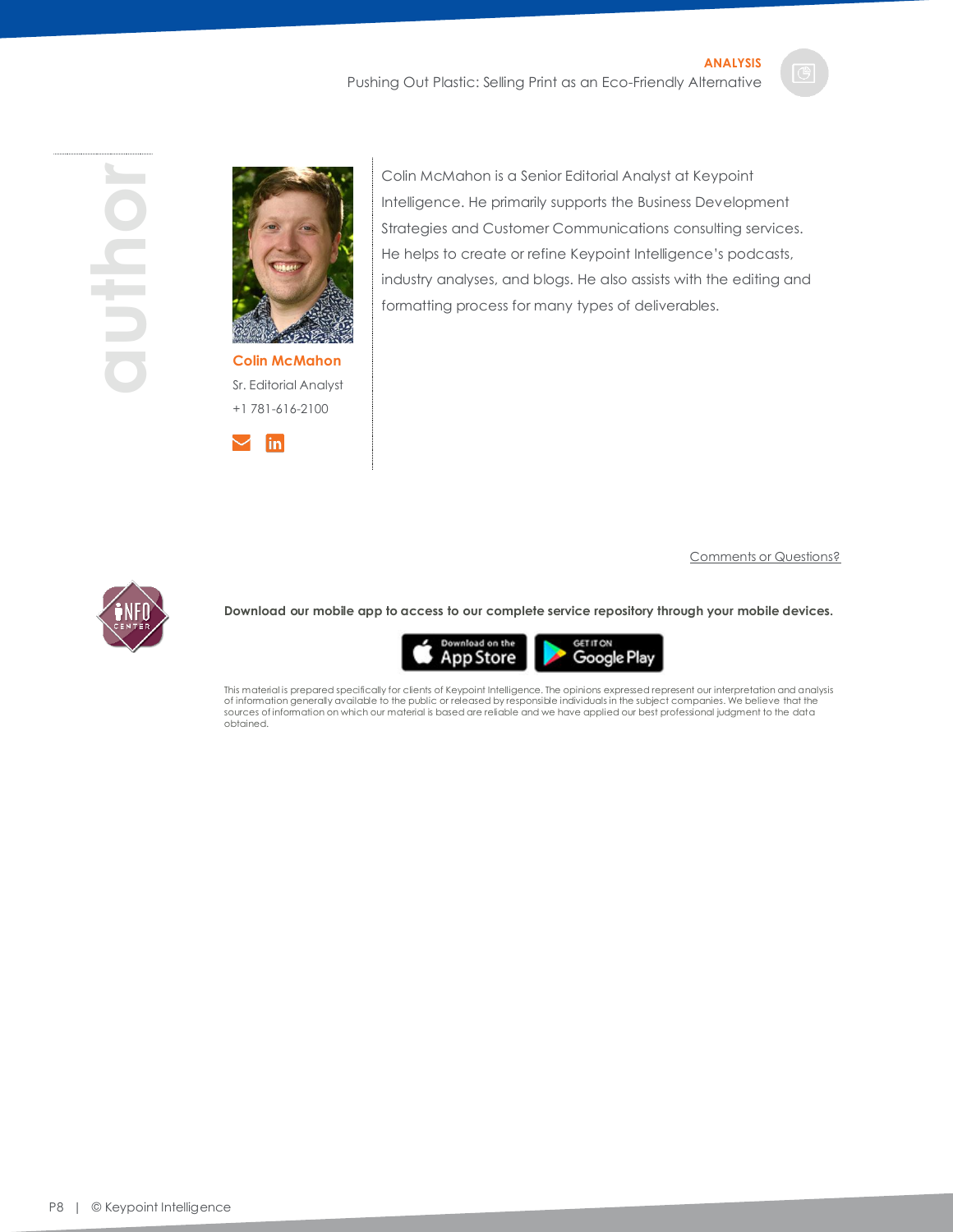## author

**Colin McMahon**

Sr. Editorial Analyst

+1 781-616-2100

Colin McMahon is a Senior Editorial Analyst at Keypoint Intelligence. He primarily supports the Business Development Strategies and Customer Communications consulting services. He helps to create or refine Keypoint Intelligence's podcasts, industry analyses, and blogs. He also assists with the editing and formatting process for many types of deliverables.

Comments or Questions?

**Download our mobile app to access to our complete service repository through your mobile devices.**

This material is prepared specifically for clients of Keypoint Intelligence. The opinions expressed represent our interpretation and analysis of information generally available to the public or released by responsible individuals in the subject companies. We believe that the sources of information on which our material is based are reliable and we have applied our best professional judgment to the data obtained.